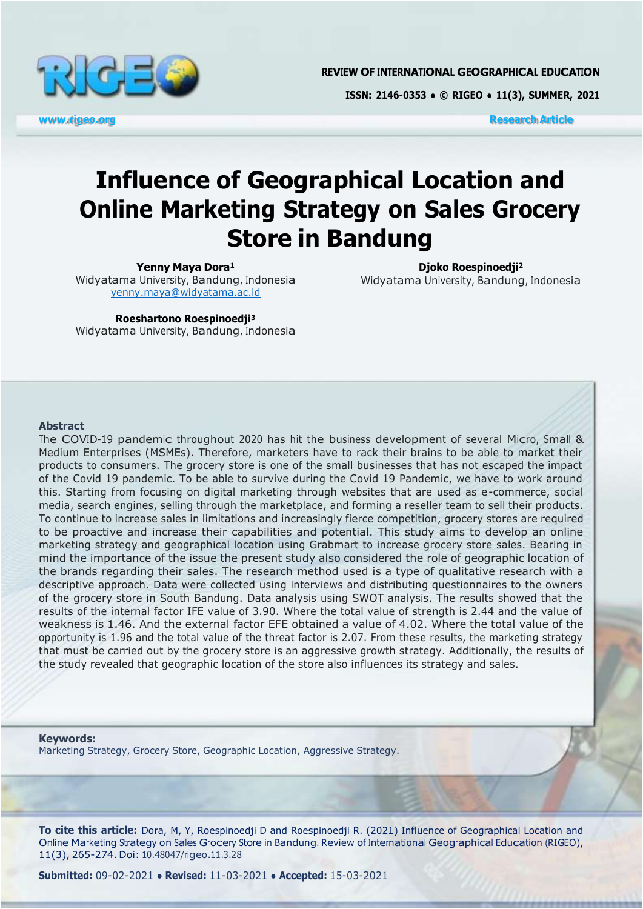# Influence of Geographical Location and Online Marketing Strategy on Sales Grocery Store in Bandung

**Yenny Maya Dora**[1]
Widyatama University, Bandung, Indonesia
yenny.maya@widyatama.ac.id

**Djoko Roespinoedji**[2]
Widyatama University, Bandung, Indonesia

**Roeshartono Roespinoedji**[3]
Widyatama University, Bandung, Indonesia

## Abstract

The COVID-19 pandemic throughout 2020 has hit the business development of several Micro, Small & Medium Enterprises (MSMEs). Therefore, marketers have to rack their brains to be able to market their products to consumers. The grocery store is one of the small businesses that has not escaped the impact of the Covid 19 pandemic. To be able to survive during the Covid 19 Pandemic, we have to work around this. Starting from focusing on digital marketing through websites that are used as e-commerce, social media, search engines, selling through the marketplace, and forming a reseller team to sell their products. To continue to increase sales in limitations and increasingly fierce competition, grocery stores are required to be proactive and increase their capabilities and potential. This study aims to develop an online marketing strategy and geographical location using Grabmart to increase grocery store sales. Bearing in mind the importance of the issue the present study also considered the role of geographic location of the brands regarding their sales. The research method used is a type of qualitative research with a descriptive approach. Data were collected using interviews and distributing questionnaires to the owners of the grocery store in South Bandung. Data analysis using SWOT analysis. The results showed that the results of the internal factor IFE value of 3.90. Where the total value of strength is 2.44 and the value of weakness is 1.46. And the external factor EFE obtained a value of 4.02. Where the total value of the opportunity is 1.96 and the total value of the threat factor is 2.07. From these results, the marketing strategy that must be carried out by the grocery store is an aggressive growth strategy. Additionally, the results of the study revealed that geographic location of the store also influences its strategy and sales.

**Keywords:**
Marketing Strategy, Grocery Store, Geographic Location, Aggressive Strategy.

**To cite this article:** Dora, M, Y, Roespinoedji D and Roespinoedji R. (2021) Influence of Geographical Location and Online Marketing Strategy on Sales Grocery Store in Bandung. Review of International Geographical Education (RIGEO), 11(3), 265-274. Doi: 10.48047/rigeo.11.3.28

**Submitted:** 09-02-2021 • **Revised:** 11-03-2021 • **Accepted:** 15-03-2021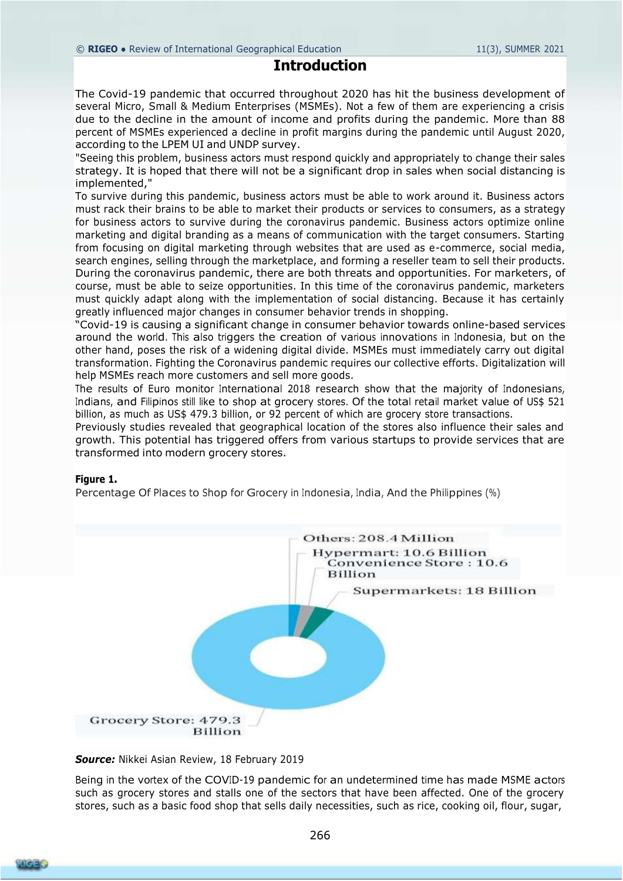## Introduction

The Covid-19 pandemic that occurred throughout 2020 has hit the business development of several Micro, Small & Medium Enterprises (MSMEs). Not a few of them are experiencing a crisis due to the decline in the amount of income and profits during the pandemic. More than 88 percent of MSMEs experienced a decline in profit margins during the pandemic until August 2020, according to the LPEM UI and UNDP survey.

"Seeing this problem, business actors must respond quickly and appropriately to change their sales strategy. It is hoped that there will not be a significant drop in sales when social distancing is implemented,"

To survive during this pandemic, business actors must be able to work around it. Business actors must rack their brains to be able to market their products or services to consumers, as a strategy for business actors to survive during the coronavirus pandemic. Business actors optimize online marketing and digital branding as a means of communication with the target consumers. Starting from focusing on digital marketing through websites that are used as e-commerce, social media, search engines, selling through the marketplace, and forming a reseller team to sell their products. During the coronavirus pandemic, there are both threats and opportunities. For marketers, of course, must be able to seize opportunities. In this time of the coronavirus pandemic, marketers must quickly adapt along with the implementation of social distancing. Because it has certainly greatly influenced major changes in consumer behavior trends in shopping.

"Covid-19 is causing a significant change in consumer behavior towards online-based services around the world. This also triggers the creation of various innovations in Indonesia, but on the other hand, poses the risk of a widening digital divide. MSMEs must immediately carry out digital transformation. Fighting the Coronavirus pandemic requires our collective efforts. Digitalization will help MSMEs reach more customers and sell more goods.

The results of Euro monitor International 2018 research show that the majority of Indonesians, Indians, and Filipinos still like to shop at grocery stores. Of the total retail market value of US$ 521 billion, as much as US$ 479.3 billion, or 92 percent of which are grocery store transactions.

Previously studies revealed that geographical location of the stores also influence their sales and growth. This potential has triggered offers from various startups to provide services that are transformed into modern grocery stores.

**Figure 1.**

Percentage Of Places to Shop for Grocery in Indonesia, India, And the Philippines (%)

Others: 208.4 Million

Hypermart: 10.6 Billion

Convenience Store : 10.6 Billion

Supermarkets: 18 Billion

Grocery Store: 479.3 Billion

***Source:*** Nikkei Asian Review, 18 February 2019

Being in the vortex of the COVID-19 pandemic for an undetermined time has made MSME actors such as grocery stores and stalls one of the sectors that have been affected. One of the grocery stores, such as a basic food shop that sells daily necessities, such as rice, cooking oil, flour, sugar,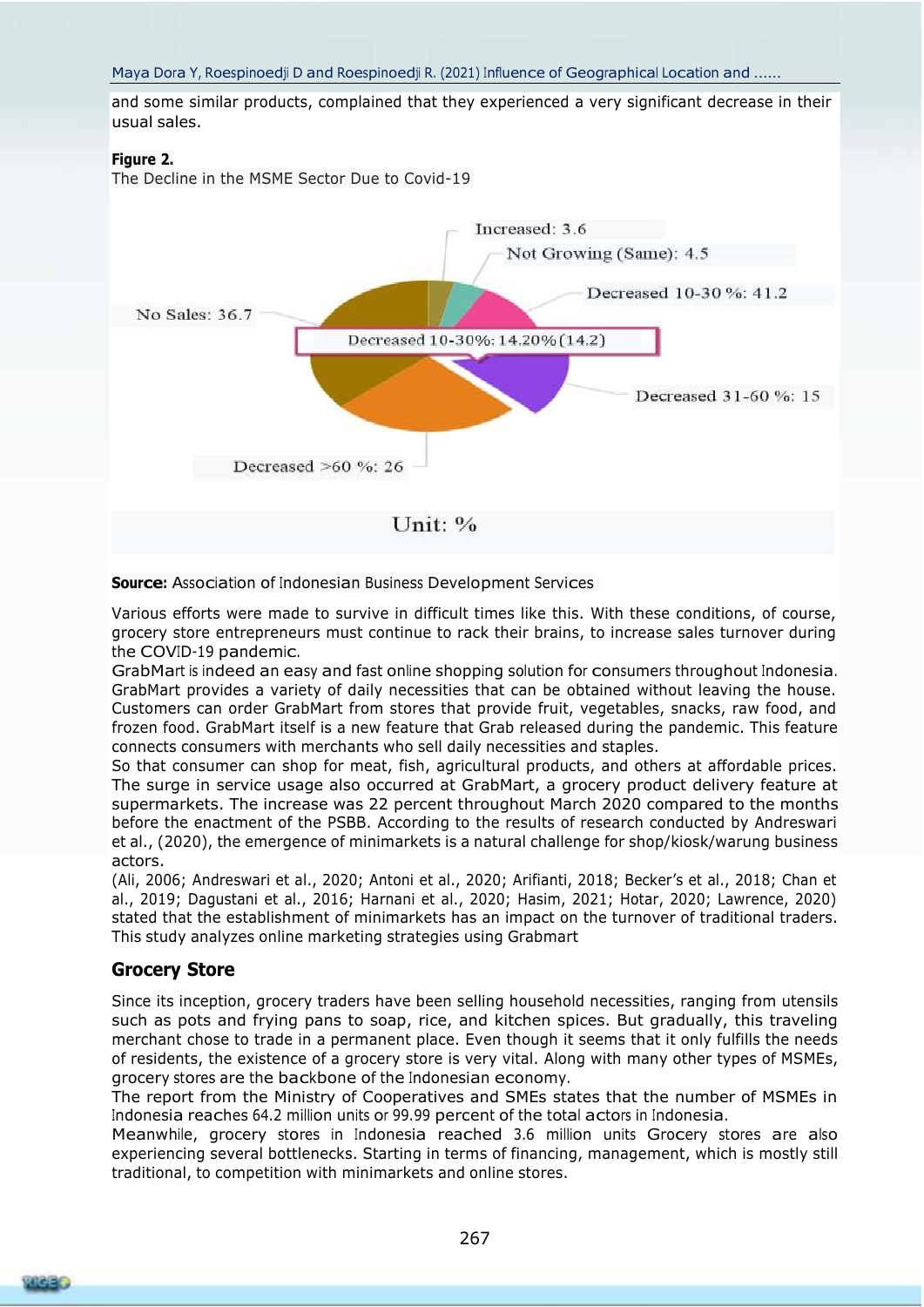and some similar products, complained that they experienced a very significant decrease in their usual sales.

**Figure 2.**
The Decline in the MSME Sector Due to Covid-19

Increased: 3.6
Not Growing (Same): 4.5
Decreased 10-30 %: 41.2
No Sales: 36.7
Decreased 10-30%: 14.20% (14.2)
Decreased 31-60 %: 15
Decreased >60 %: 26

Unit: %

**Source:** Association of Indonesian Business Development Services

Various efforts were made to survive in difficult times like this. With these conditions, of course, grocery store entrepreneurs must continue to rack their brains, to increase sales turnover during the COVID-19 pandemic.

GrabMart is indeed an easy and fast online shopping solution for consumers throughout Indonesia. GrabMart provides a variety of daily necessities that can be obtained without leaving the house. Customers can order GrabMart from stores that provide fruit, vegetables, snacks, raw food, and frozen food. GrabMart itself is a new feature that Grab released during the pandemic. This feature connects consumers with merchants who sell daily necessities and staples.

So that consumer can shop for meat, fish, agricultural products, and others at affordable prices. The surge in service usage also occurred at GrabMart, a grocery product delivery feature at supermarkets. The increase was 22 percent throughout March 2020 compared to the months before the enactment of the PSBB. According to the results of research conducted by Andreswari et al., (2020), the emergence of minimarkets is a natural challenge for shop/kiosk/warung business actors.

(Ali, 2006; Andreswari et al., 2020; Antoni et al., 2020; Arifianti, 2018; Becker's et al., 2018; Chan et al., 2019; Dagustani et al., 2016; Harnani et al., 2020; Hasim, 2021; Hotar, 2020; Lawrence, 2020) stated that the establishment of minimarkets has an impact on the turnover of traditional traders. This study analyzes online marketing strategies using Grabmart

## Grocery Store

Since its inception, grocery traders have been selling household necessities, ranging from utensils such as pots and frying pans to soap, rice, and kitchen spices. But gradually, this traveling merchant chose to trade in a permanent place. Even though it seems that it only fulfills the needs of residents, the existence of a grocery store is very vital. Along with many other types of MSMEs, grocery stores are the backbone of the Indonesian economy.

The report from the Ministry of Cooperatives and SMEs states that the number of MSMEs in Indonesia reaches 64.2 million units or 99.99 percent of the total actors in Indonesia.

Meanwhile, grocery stores in Indonesia reached 3.6 million units Grocery stores are also experiencing several bottlenecks. Starting in terms of financing, management, which is mostly still traditional, to competition with minimarkets and online stores.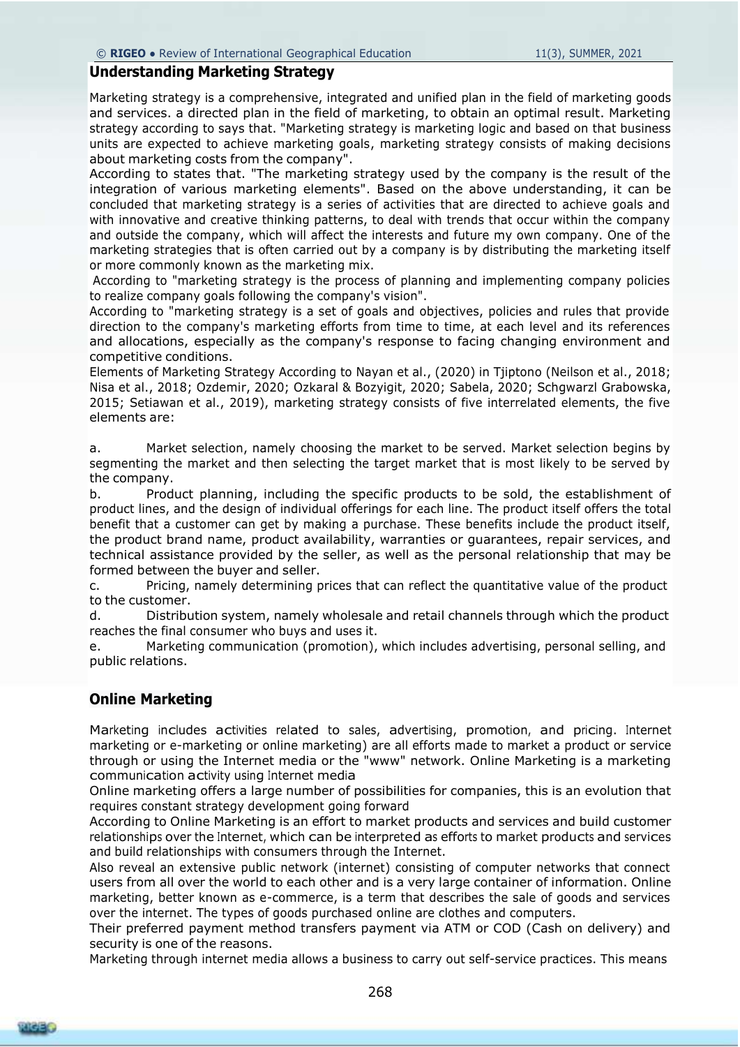## Understanding Marketing Strategy

Marketing strategy is a comprehensive, integrated and unified plan in the field of marketing goods and services. a directed plan in the field of marketing, to obtain an optimal result. Marketing strategy according to says that. "Marketing strategy is marketing logic and based on that business units are expected to achieve marketing goals, marketing strategy consists of making decisions about marketing costs from the company".

According to states that. "The marketing strategy used by the company is the result of the integration of various marketing elements". Based on the above understanding, it can be concluded that marketing strategy is a series of activities that are directed to achieve goals and with innovative and creative thinking patterns, to deal with trends that occur within the company and outside the company, which will affect the interests and future my own company. One of the marketing strategies that is often carried out by a company is by distributing the marketing itself or more commonly known as the marketing mix.

According to "marketing strategy is the process of planning and implementing company policies to realize company goals following the company's vision".

According to "marketing strategy is a set of goals and objectives, policies and rules that provide direction to the company's marketing efforts from time to time, at each level and its references and allocations, especially as the company's response to facing changing environment and competitive conditions.

Elements of Marketing Strategy According to Nayan et al., (2020) in Tjiptono (Neilson et al., 2018; Nisa et al., 2018; Ozdemir, 2020; Ozkaral & Bozyigit, 2020; Sabela, 2020; Schgwarzl Grabowska, 2015; Setiawan et al., 2019), marketing strategy consists of five interrelated elements, the five elements are:

a. Market selection, namely choosing the market to be served. Market selection begins by segmenting the market and then selecting the target market that is most likely to be served by the company.

b. Product planning, including the specific products to be sold, the establishment of product lines, and the design of individual offerings for each line. The product itself offers the total benefit that a customer can get by making a purchase. These benefits include the product itself, the product brand name, product availability, warranties or guarantees, repair services, and technical assistance provided by the seller, as well as the personal relationship that may be formed between the buyer and seller.

c. Pricing, namely determining prices that can reflect the quantitative value of the product to the customer.

d. Distribution system, namely wholesale and retail channels through which the product reaches the final consumer who buys and uses it.

e. Marketing communication (promotion), which includes advertising, personal selling, and public relations.

## Online Marketing

Marketing includes activities related to sales, advertising, promotion, and pricing. Internet marketing or e-marketing or online marketing) are all efforts made to market a product or service through or using the Internet media or the "www" network. Online Marketing is a marketing communication activity using Internet media

Online marketing offers a large number of possibilities for companies, this is an evolution that requires constant strategy development going forward

According to Online Marketing is an effort to market products and services and build customer relationships over the Internet, which can be interpreted as efforts to market products and services and build relationships with consumers through the Internet.

Also reveal an extensive public network (internet) consisting of computer networks that connect users from all over the world to each other and is a very large container of information. Online marketing, better known as e-commerce, is a term that describes the sale of goods and services over the internet. The types of goods purchased online are clothes and computers.

Their preferred payment method transfers payment via ATM or COD (Cash on delivery) and security is one of the reasons.

Marketing through internet media allows a business to carry out self-service practices. This means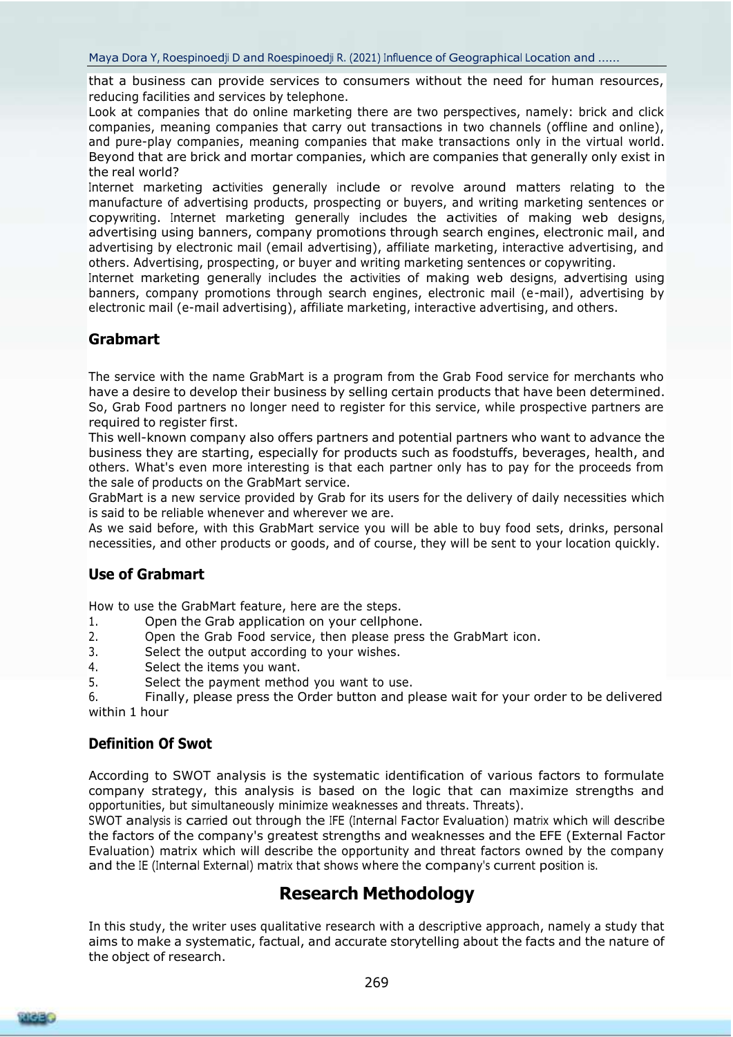that a business can provide services to consumers without the need for human resources, reducing facilities and services by telephone.

Look at companies that do online marketing there are two perspectives, namely: brick and click companies, meaning companies that carry out transactions in two channels (offline and online), and pure-play companies, meaning companies that make transactions only in the virtual world. Beyond that are brick and mortar companies, which are companies that generally only exist in the real world?

Internet marketing activities generally include or revolve around matters relating to the manufacture of advertising products, prospecting or buyers, and writing marketing sentences or copywriting. Internet marketing generally includes the activities of making web designs, advertising using banners, company promotions through search engines, electronic mail, and advertising by electronic mail (email advertising), affiliate marketing, interactive advertising, and others. Advertising, prospecting, or buyer and writing marketing sentences or copywriting.

Internet marketing generally includes the activities of making web designs, advertising using banners, company promotions through search engines, electronic mail (e-mail), advertising by electronic mail (e-mail advertising), affiliate marketing, interactive advertising, and others.

### Grabmart

The service with the name GrabMart is a program from the Grab Food service for merchants who have a desire to develop their business by selling certain products that have been determined. So, Grab Food partners no longer need to register for this service, while prospective partners are required to register first.

This well-known company also offers partners and potential partners who want to advance the business they are starting, especially for products such as foodstuffs, beverages, health, and others. What's even more interesting is that each partner only has to pay for the proceeds from the sale of products on the GrabMart service.

GrabMart is a new service provided by Grab for its users for the delivery of daily necessities which is said to be reliable whenever and wherever we are.

As we said before, with this GrabMart service you will be able to buy food sets, drinks, personal necessities, and other products or goods, and of course, they will be sent to your location quickly.

### Use of Grabmart

How to use the GrabMart feature, here are the steps.

1. Open the Grab application on your cellphone.
2. Open the Grab Food service, then please press the GrabMart icon.
3. Select the output according to your wishes.
4. Select the items you want.
5. Select the payment method you want to use.
6. Finally, please press the Order button and please wait for your order to be delivered within 1 hour

### Definition Of Swot

According to SWOT analysis is the systematic identification of various factors to formulate company strategy, this analysis is based on the logic that can maximize strengths and opportunities, but simultaneously minimize weaknesses and threats. Threats).

SWOT analysis is carried out through the IFE (Internal Factor Evaluation) matrix which will describe the factors of the company's greatest strengths and weaknesses and the EFE (External Factor Evaluation) matrix which will describe the opportunity and threat factors owned by the company and the IE (Internal External) matrix that shows where the company's current position is.

## Research Methodology

In this study, the writer uses qualitative research with a descriptive approach, namely a study that aims to make a systematic, factual, and accurate storytelling about the facts and the nature of the object of research.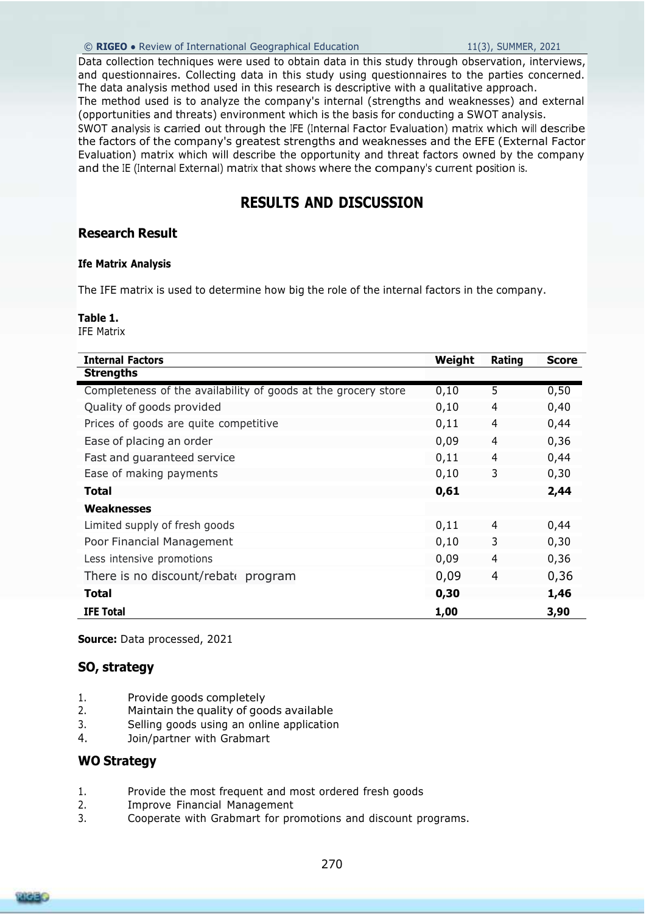Data collection techniques were used to obtain data in this study through observation, interviews, and questionnaires. Collecting data in this study using questionnaires to the parties concerned. The data analysis method used in this research is descriptive with a qualitative approach.
The method used is to analyze the company's internal (strengths and weaknesses) and external (opportunities and threats) environment which is the basis for conducting a SWOT analysis.
SWOT analysis is carried out through the IFE (Internal Factor Evaluation) matrix which will describe the factors of the company's greatest strengths and weaknesses and the EFE (External Factor Evaluation) matrix which will describe the opportunity and threat factors owned by the company and the IE (Internal External) matrix that shows where the company's current position is.

# RESULTS AND DISCUSSION

## Research Result

### Ife Matrix Analysis

The IFE matrix is used to determine how big the role of the internal factors in the company.

**Table 1.**
IFE Matrix

| Internal Factors | Weight | Rating | Score |
|---|---|---|---|
| **Strengths** | | | |
| Completeness of the availability of goods at the grocery store | 0,10 | 5 | 0,50 |
| Quality of goods provided | 0,10 | 4 | 0,40 |
| Prices of goods are quite competitive | 0,11 | 4 | 0,44 |
| Ease of placing an order | 0,09 | 4 | 0,36 |
| Fast and guaranteed service | 0,11 | 4 | 0,44 |
| Ease of making payments | 0,10 | 3 | 0,30 |
| **Total** | **0,61** | | **2,44** |
| **Weaknesses** | | | |
| Limited supply of fresh goods | 0,11 | 4 | 0,44 |
| Poor Financial Management | 0,10 | 3 | 0,30 |
| Less intensive promotions | 0,09 | 4 | 0,36 |
| There is no discount/rebate program | 0,09 | 4 | 0,36 |
| **Total** | **0,30** | | **1,46** |
| **IFE Total** | **1,00** | | **3,90** |

**Source:** Data processed, 2021

## SO, strategy

1. Provide goods completely
2. Maintain the quality of goods available
3. Selling goods using an online application
4. Join/partner with Grabmart

## WO Strategy

1. Provide the most frequent and most ordered fresh goods
2. Improve Financial Management
3. Cooperate with Grabmart for promotions and discount programs.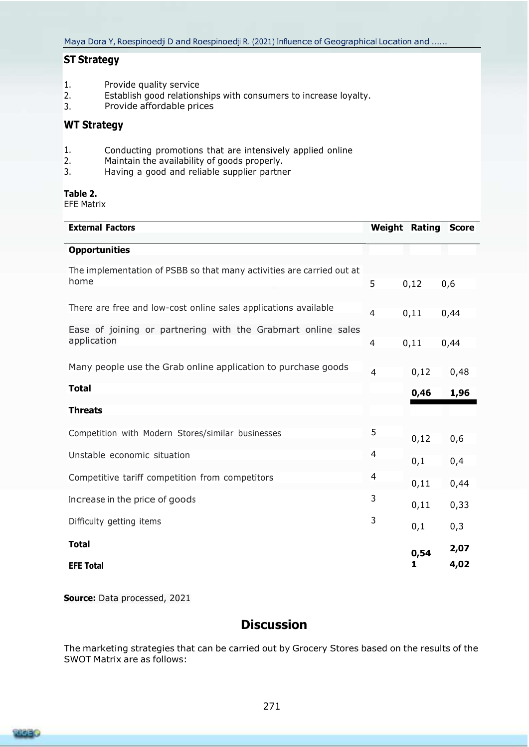## ST Strategy

1. Provide quality service
2. Establish good relationships with consumers to increase loyalty.
3. Provide affordable prices

## WT Strategy

1. Conducting promotions that are intensively applied online
2. Maintain the availability of goods properly.
3. Having a good and reliable supplier partner

**Table 2.**
EFE Matrix

| External Factors | Weight | Rating | Score |
|---|---|---|---|
| **Opportunities** | | | |
| The implementation of PSBB so that many activities are carried out at home | 5 | 0,12 | 0,6 |
| There are free and low-cost online sales applications available | 4 | 0,11 | 0,44 |
| Ease of joining or partnering with the Grabmart online sales application | 4 | 0,11 | 0,44 |
| Many people use the Grab online application to purchase goods | 4 | 0,12 | 0,48 |
| **Total** | | **0,46** | **1,96** |
| **Threats** | | | |
| Competition with Modern Stores/similar businesses | 5 | 0,12 | 0,6 |
| Unstable economic situation | 4 | 0,1 | 0,4 |
| Competitive tariff competition from competitors | 4 | 0,11 | 0,44 |
| Increase in the price of goods | 3 | 0,11 | 0,33 |
| Difficulty getting items | 3 | 0,1 | 0,3 |
| **Total** | | **0,54** | **2,07** |
| **EFE Total** | | **1** | **4,02** |

**Source:** Data processed, 2021

## Discussion

The marketing strategies that can be carried out by Grocery Stores based on the results of the SWOT Matrix are as follows: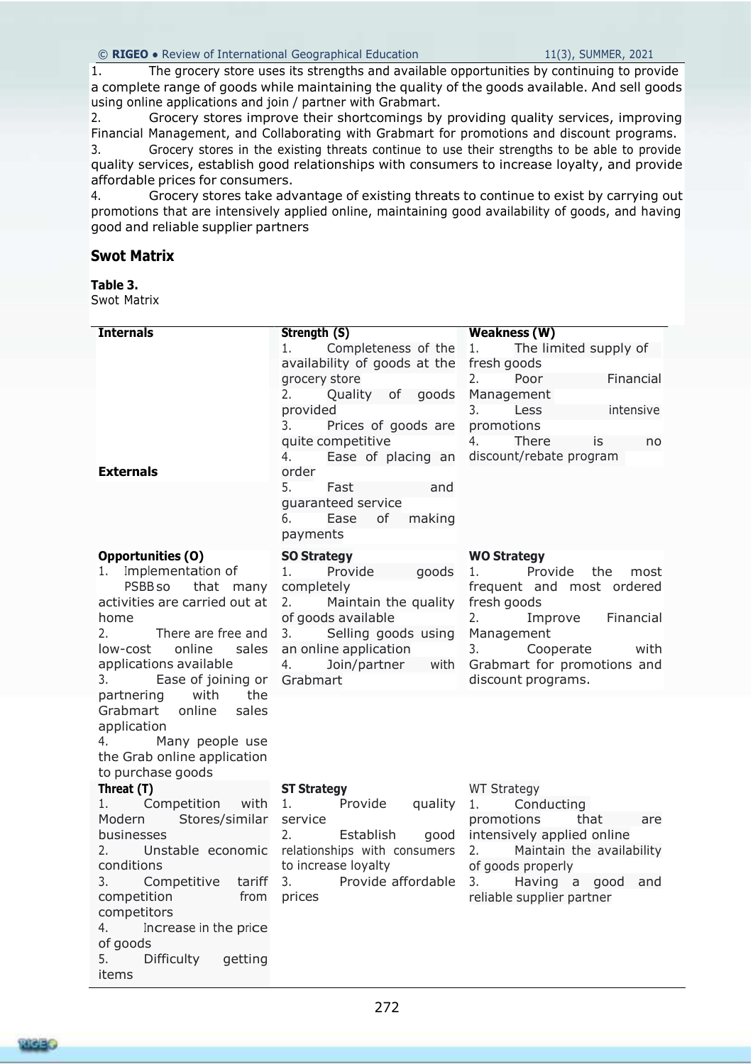1. The grocery store uses its strengths and available opportunities by continuing to provide a complete range of goods while maintaining the quality of the goods available. And sell goods using online applications and join / partner with Grabmart.
2. Grocery stores improve their shortcomings by providing quality services, improving Financial Management, and Collaborating with Grabmart for promotions and discount programs.
3. Grocery stores in the existing threats continue to use their strengths to be able to provide quality services, establish good relationships with consumers to increase loyalty, and provide affordable prices for consumers.
4. Grocery stores take advantage of existing threats to continue to exist by carrying out promotions that are intensively applied online, maintaining good availability of goods, and having good and reliable supplier partners

## Swot Matrix

**Table 3.**
Swot Matrix

| **Internals** / **Externals** | **Strength (S)** | **Weakness (W)** |
|---|---|---|
| | 1. Completeness of the availability of goods at the grocery store<br>2. Quality of goods provided<br>3. Prices of goods are quite competitive<br>4. Ease of placing an order<br>5. Fast and guaranteed service<br>6. Ease of making payments | 1. The limited supply of fresh goods<br>2. Poor Financial Management<br>3. Less intensive promotions<br>4. There is no discount/rebate program |
| **Opportunities (O)**<br>1. Implementation of PSBB so that many activities are carried out at home<br>2. There are free and low-cost online sales applications available<br>3. Ease of joining or partnering with the Grabmart online sales application<br>4. Many people use the Grab online application to purchase goods | **SO Strategy**<br>1. Provide goods completely<br>2. Maintain the quality of goods available<br>3. Selling goods using an online application<br>4. Join/partner with Grabmart | **WO Strategy**<br>1. Provide the most frequent and most ordered fresh goods<br>2. Improve Financial Management<br>3. Cooperate with Grabmart for promotions and discount programs. |
| **Threat (T)**<br>1. Competition with Modern Stores/similar businesses<br>2. Unstable economic conditions<br>3. Competitive tariff competition from competitors<br>4. Increase in the price of goods<br>5. Difficulty getting items | **ST Strategy**<br>1. Provide quality service<br>2. Establish good relationships with consumers to increase loyalty<br>3. Provide affordable prices | WT Strategy<br>1. Conducting promotions that are intensively applied online<br>2. Maintain the availability of goods properly<br>3. Having a good and reliable supplier partner |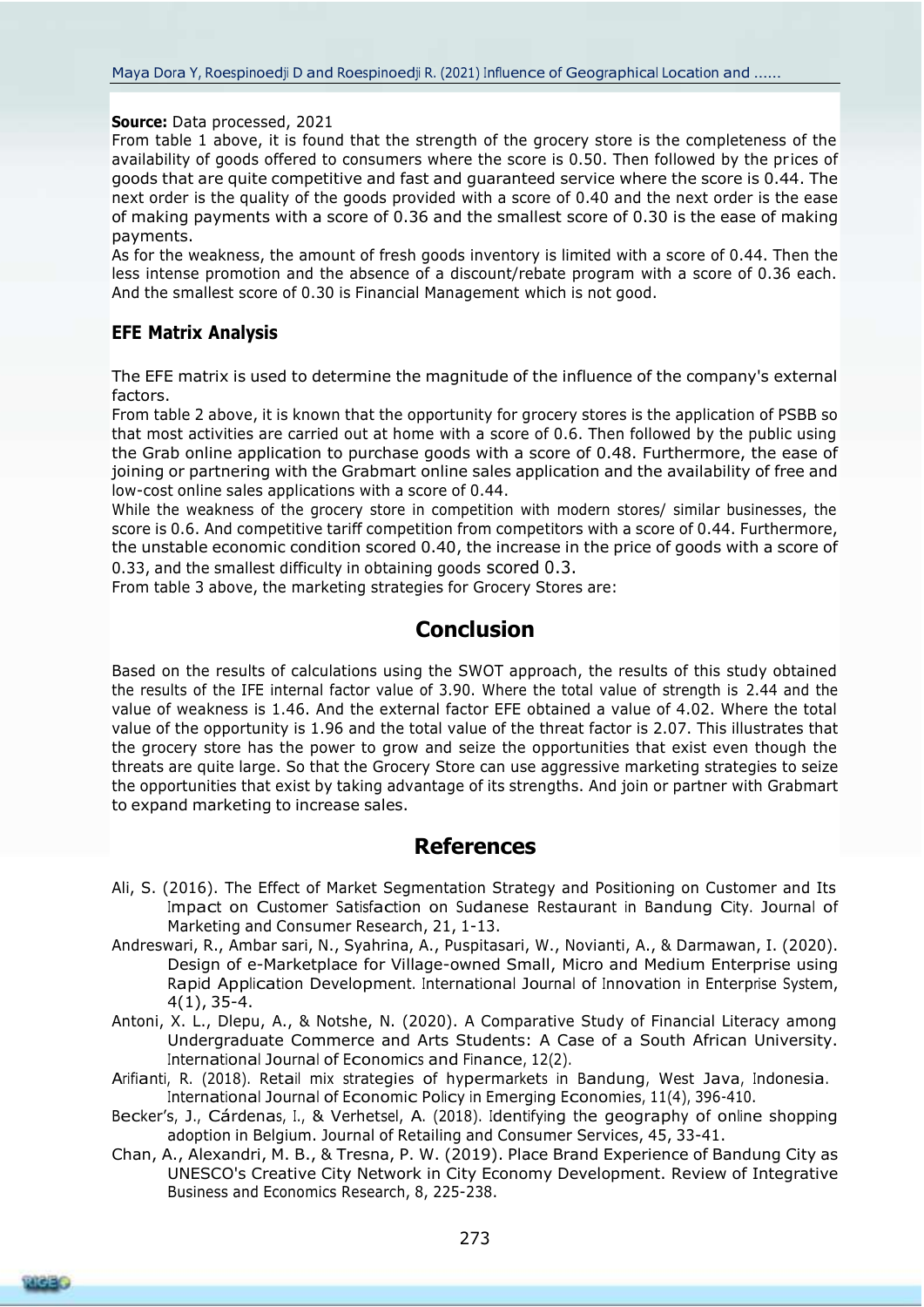**Source:** Data processed, 2021

From table 1 above, it is found that the strength of the grocery store is the completeness of the availability of goods offered to consumers where the score is 0.50. Then followed by the prices of goods that are quite competitive and fast and guaranteed service where the score is 0.44. The next order is the quality of the goods provided with a score of 0.40 and the next order is the ease of making payments with a score of 0.36 and the smallest score of 0.30 is the ease of making payments.

As for the weakness, the amount of fresh goods inventory is limited with a score of 0.44. Then the less intense promotion and the absence of a discount/rebate program with a score of 0.36 each. And the smallest score of 0.30 is Financial Management which is not good.

### EFE Matrix Analysis

The EFE matrix is used to determine the magnitude of the influence of the company's external factors.

From table 2 above, it is known that the opportunity for grocery stores is the application of PSBB so that most activities are carried out at home with a score of 0.6. Then followed by the public using the Grab online application to purchase goods with a score of 0.48. Furthermore, the ease of joining or partnering with the Grabmart online sales application and the availability of free and low-cost online sales applications with a score of 0.44.

While the weakness of the grocery store in competition with modern stores/ similar businesses, the score is 0.6. And competitive tariff competition from competitors with a score of 0.44. Furthermore, the unstable economic condition scored 0.40, the increase in the price of goods with a score of 0.33, and the smallest difficulty in obtaining goods scored 0.3.

From table 3 above, the marketing strategies for Grocery Stores are:

## Conclusion

Based on the results of calculations using the SWOT approach, the results of this study obtained the results of the IFE internal factor value of 3.90. Where the total value of strength is 2.44 and the value of weakness is 1.46. And the external factor EFE obtained a value of 4.02. Where the total value of the opportunity is 1.96 and the total value of the threat factor is 2.07. This illustrates that the grocery store has the power to grow and seize the opportunities that exist even though the threats are quite large. So that the Grocery Store can use aggressive marketing strategies to seize the opportunities that exist by taking advantage of its strengths. And join or partner with Grabmart to expand marketing to increase sales.

## References

Ali, S. (2016). The Effect of Market Segmentation Strategy and Positioning on Customer and Its Impact on Customer Satisfaction on Sudanese Restaurant in Bandung City. Journal of Marketing and Consumer Research, 21, 1-13.

Andreswari, R., Ambar sari, N., Syahrina, A., Puspitasari, W., Novianti, A., & Darmawan, I. (2020). Design of e-Marketplace for Village-owned Small, Micro and Medium Enterprise using Rapid Application Development. International Journal of Innovation in Enterprise System, 4(1), 35-4.

Antoni, X. L., Dlepu, A., & Notshe, N. (2020). A Comparative Study of Financial Literacy among Undergraduate Commerce and Arts Students: A Case of a South African University. International Journal of Economics and Finance, 12(2).

Arifianti, R. (2018). Retail mix strategies of hypermarkets in Bandung, West Java, Indonesia. International Journal of Economic Policy in Emerging Economies, 11(4), 396-410.

Becker's, J., Cárdenas, I., & Verhetsel, A. (2018). Identifying the geography of online shopping adoption in Belgium. Journal of Retailing and Consumer Services, 45, 33-41.

Chan, A., Alexandri, M. B., & Tresna, P. W. (2019). Place Brand Experience of Bandung City as UNESCO's Creative City Network in City Economy Development. Review of Integrative Business and Economics Research, 8, 225-238.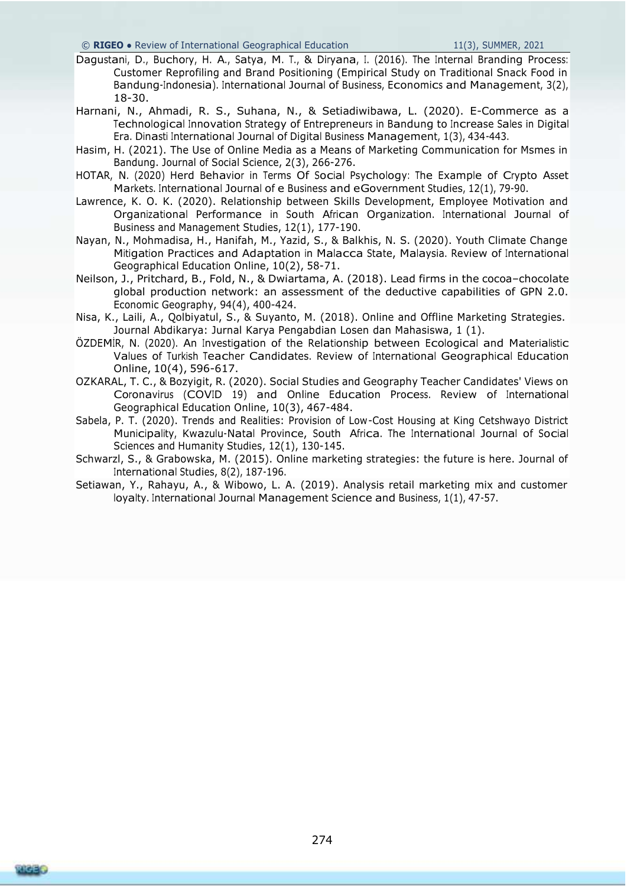Dagustani, D., Buchory, H. A., Satya, M. T., & Diryana, I. (2016). The Internal Branding Process: Customer Reprofiling and Brand Positioning (Empirical Study on Traditional Snack Food in Bandung-Indonesia). International Journal of Business, Economics and Management, 3(2), 18-30.

Harnani, N., Ahmadi, R. S., Suhana, N., & Setiadiwibawa, L. (2020). E-Commerce as a Technological Innovation Strategy of Entrepreneurs in Bandung to Increase Sales in Digital Era. Dinasti International Journal of Digital Business Management, 1(3), 434-443.

Hasim, H. (2021). The Use of Online Media as a Means of Marketing Communication for Msmes in Bandung. Journal of Social Science, 2(3), 266-276.

HOTAR, N. (2020) Herd Behavior in Terms Of Social Psychology: The Example of Crypto Asset Markets. International Journal of e Business and eGovernment Studies, 12(1), 79-90.

Lawrence, K. O. K. (2020). Relationship between Skills Development, Employee Motivation and Organizational Performance in South African Organization. International Journal of Business and Management Studies, 12(1), 177-190.

Nayan, N., Mohmadisa, H., Hanifah, M., Yazid, S., & Balkhis, N. S. (2020). Youth Climate Change Mitigation Practices and Adaptation in Malacca State, Malaysia. Review of International Geographical Education Online, 10(2), 58-71.

Neilson, J., Pritchard, B., Fold, N., & Dwiartama, A. (2018). Lead firms in the cocoa–chocolate global production network: an assessment of the deductive capabilities of GPN 2.0. Economic Geography, 94(4), 400-424.

Nisa, K., Laili, A., Qolbiyatul, S., & Suyanto, M. (2018). Online and Offline Marketing Strategies. Journal Abdikarya: Jurnal Karya Pengabdian Losen dan Mahasiswa, 1 (1).

ÖZDEMİR, N. (2020). An Investigation of the Relationship between Ecological and Materialistic Values of Turkish Teacher Candidates. Review of International Geographical Education Online, 10(4), 596-617.

OZKARAL, T. C., & Bozyigit, R. (2020). Social Studies and Geography Teacher Candidates' Views on Coronavirus (COVID 19) and Online Education Process. Review of International Geographical Education Online, 10(3), 467-484.

Sabela, P. T. (2020). Trends and Realities: Provision of Low-Cost Housing at King Cetshwayo District Municipality, Kwazulu-Natal Province, South Africa. The International Journal of Social Sciences and Humanity Studies, 12(1), 130-145.

Schwarzl, S., & Grabowska, M. (2015). Online marketing strategies: the future is here. Journal of International Studies, 8(2), 187-196.

Setiawan, Y., Rahayu, A., & Wibowo, L. A. (2019). Analysis retail marketing mix and customer loyalty. International Journal Management Science and Business, 1(1), 47-57.